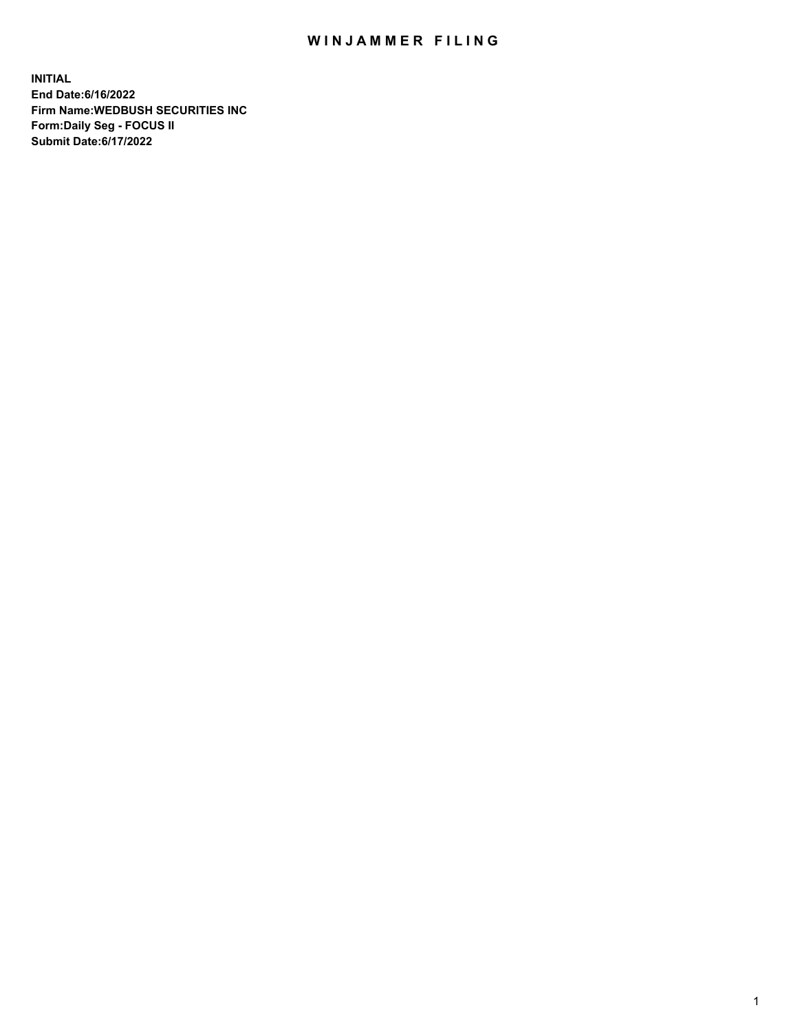# WINJAMMER FILING

**INITIAL**
**End Date:6/16/2022**
**Firm Name:WEDBUSH SECURITIES INC**
**Form:Daily Seg - FOCUS II**
**Submit Date:6/17/2022**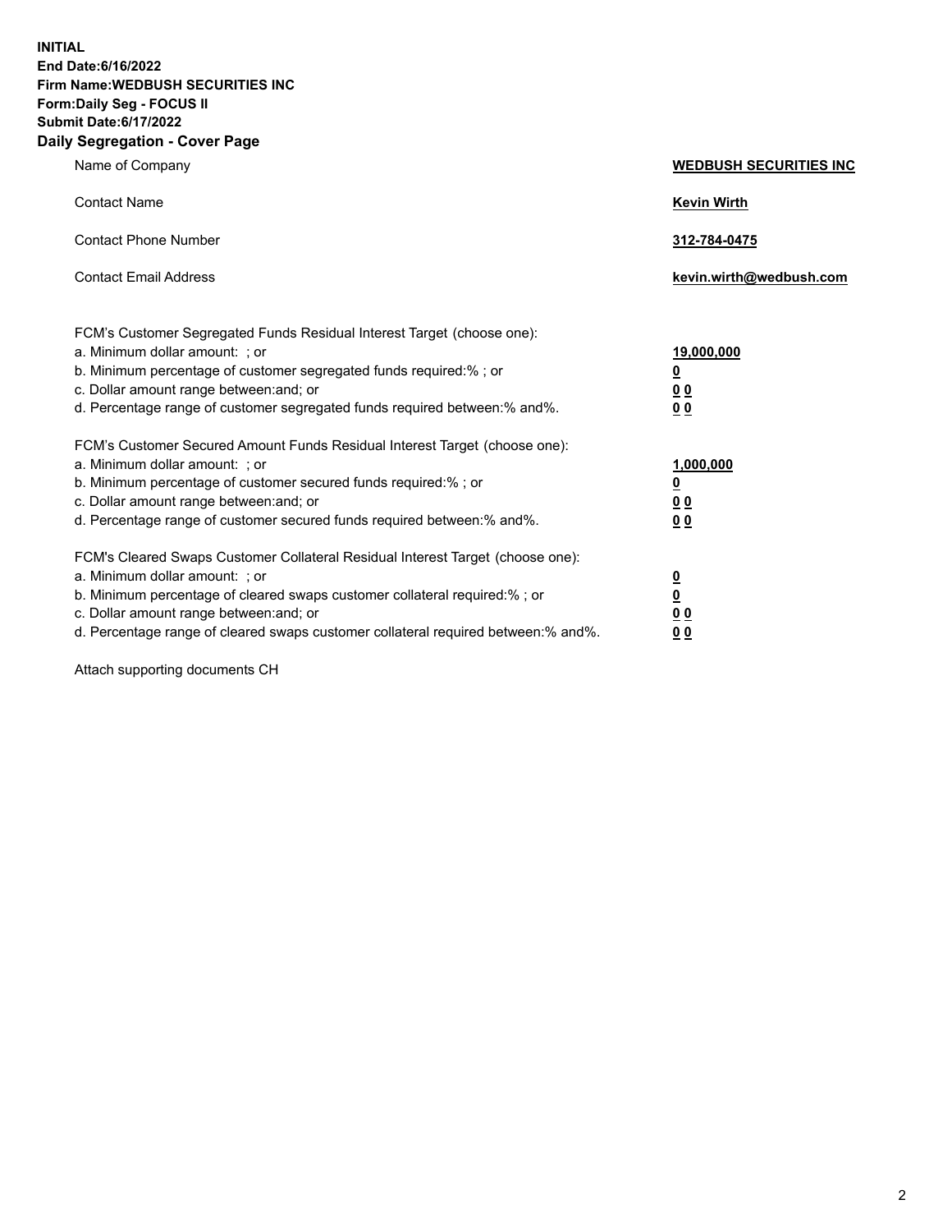**INITIAL**
**End Date:6/16/2022**
**Firm Name:WEDBUSH SECURITIES INC**
**Form:Daily Seg - FOCUS II**
**Submit Date:6/17/2022**

## Daily Segregation - Cover Page

| | |
|---|---|
| Name of Company | **WEDBUSH SECURITIES INC** |
| Contact Name | **Kevin Wirth** |
| Contact Phone Number | **312-784-0475** |
| Contact Email Address | **kevin.wirth@wedbush.com** |

| | |
|---|---|
| FCM's Customer Segregated Funds Residual Interest Target (choose one): | |
| a. Minimum dollar amount: ; or | **19,000,000** |
| b. Minimum percentage of customer segregated funds required:% ; or | **0** |
| c. Dollar amount range between:and; or | **0 0** |
| d. Percentage range of customer segregated funds required between:% and%. | **0 0** |
| FCM's Customer Secured Amount Funds Residual Interest Target (choose one): | |
| a. Minimum dollar amount: ; or | **1,000,000** |
| b. Minimum percentage of customer secured funds required:% ; or | **0** |
| c. Dollar amount range between:and; or | **0 0** |
| d. Percentage range of customer secured funds required between:% and%. | **0 0** |
| FCM's Cleared Swaps Customer Collateral Residual Interest Target (choose one): | |
| a. Minimum dollar amount: ; or | **0** |
| b. Minimum percentage of cleared swaps customer collateral required:% ; or | **0** |
| c. Dollar amount range between:and; or | **0 0** |
| d. Percentage range of cleared swaps customer collateral required between:% and%. | **0 0** |

Attach supporting documents CH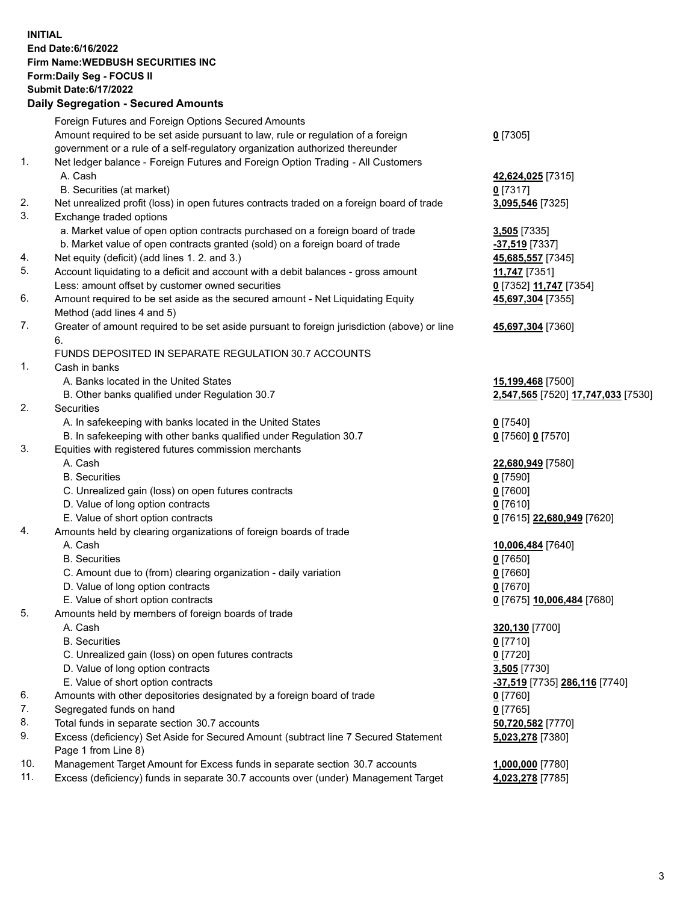**INITIAL**
**End Date:6/16/2022**
**Firm Name:WEDBUSH SECURITIES INC**
**Form:Daily Seg - FOCUS II**
**Submit Date:6/17/2022**

**Daily Segregation - Secured Amounts**

| | | |
|---|---|---|
| | Foreign Futures and Foreign Options Secured Amounts | |
| | Amount required to be set aside pursuant to law, rule or regulation of a foreign government or a rule of a self-regulatory organization authorized thereunder | **0** [7305] |
| 1. | Net ledger balance - Foreign Futures and Foreign Option Trading - All Customers | |
| | A. Cash | **42,624,025** [7315] |
| | B. Securities (at market) | **0** [7317] |
| 2. | Net unrealized profit (loss) in open futures contracts traded on a foreign board of trade | **3,095,546** [7325] |
| 3. | Exchange traded options | |
| | a. Market value of open option contracts purchased on a foreign board of trade | **3,505** [7335] |
| | b. Market value of open contracts granted (sold) on a foreign board of trade | **-37,519** [7337] |
| 4. | Net equity (deficit) (add lines 1. 2. and 3.) | **45,685,557** [7345] |
| 5. | Account liquidating to a deficit and account with a debit balances - gross amount | **11,747** [7351] |
| | Less: amount offset by customer owned securities | **0** [7352] **11,747** [7354] |
| 6. | Amount required to be set aside as the secured amount - Net Liquidating Equity Method (add lines 4 and 5) | **45,697,304** [7355] |
| 7. | Greater of amount required to be set aside pursuant to foreign jurisdiction (above) or line 6. | **45,697,304** [7360] |
| | FUNDS DEPOSITED IN SEPARATE REGULATION 30.7 ACCOUNTS | |
| 1. | Cash in banks | |
| | A. Banks located in the United States | **15,199,468** [7500] |
| | B. Other banks qualified under Regulation 30.7 | **2,547,565** [7520] **17,747,033** [7530] |
| 2. | Securities | |
| | A. In safekeeping with banks located in the United States | **0** [7540] |
| | B. In safekeeping with other banks qualified under Regulation 30.7 | **0** [7560] **0** [7570] |
| 3. | Equities with registered futures commission merchants | |
| | A. Cash | **22,680,949** [7580] |
| | B. Securities | **0** [7590] |
| | C. Unrealized gain (loss) on open futures contracts | **0** [7600] |
| | D. Value of long option contracts | **0** [7610] |
| | E. Value of short option contracts | **0** [7615] **22,680,949** [7620] |
| 4. | Amounts held by clearing organizations of foreign boards of trade | |
| | A. Cash | **10,006,484** [7640] |
| | B. Securities | **0** [7650] |
| | C. Amount due to (from) clearing organization - daily variation | **0** [7660] |
| | D. Value of long option contracts | **0** [7670] |
| | E. Value of short option contracts | **0** [7675] **10,006,484** [7680] |
| 5. | Amounts held by members of foreign boards of trade | |
| | A. Cash | **320,130** [7700] |
| | B. Securities | **0** [7710] |
| | C. Unrealized gain (loss) on open futures contracts | **0** [7720] |
| | D. Value of long option contracts | **3,505** [7730] |
| | E. Value of short option contracts | **-37,519** [7735] **286,116** [7740] |
| 6. | Amounts with other depositories designated by a foreign board of trade | **0** [7760] |
| 7. | Segregated funds on hand | **0** [7765] |
| 8. | Total funds in separate section 30.7 accounts | **50,720,582** [7770] |
| 9. | Excess (deficiency) Set Aside for Secured Amount (subtract line 7 Secured Statement Page 1 from Line 8) | **5,023,278** [7380] |
| 10. | Management Target Amount for Excess funds in separate section 30.7 accounts | **1,000,000** [7780] |
| 11. | Excess (deficiency) funds in separate 30.7 accounts over (under) Management Target | **4,023,278** [7785] |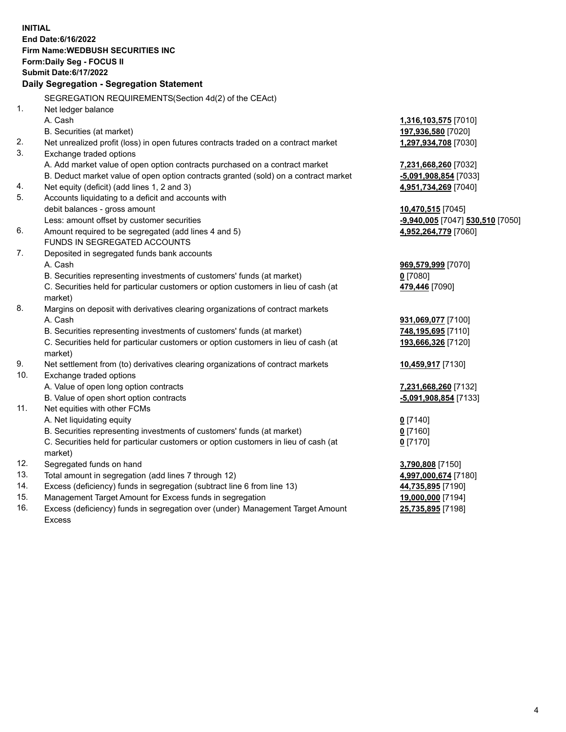**INITIAL**
**End Date:6/16/2022**
**Firm Name:WEDBUSH SECURITIES INC**
**Form:Daily Seg - FOCUS II**
**Submit Date:6/17/2022**

## Daily Segregation - Segregation Statement

| | | |
|---|---|---|
| | SEGREGATION REQUIREMENTS(Section 4d(2) of the CEAct) | |
| 1. | Net ledger balance | |
| | A. Cash | **1,316,103,575** [7010] |
| | B. Securities (at market) | **197,936,580** [7020] |
| 2. | Net unrealized profit (loss) in open futures contracts traded on a contract market | **1,297,934,708** [7030] |
| 3. | Exchange traded options | |
| | A. Add market value of open option contracts purchased on a contract market | **7,231,668,260** [7032] |
| | B. Deduct market value of open option contracts granted (sold) on a contract market | **-5,091,908,854** [7033] |
| 4. | Net equity (deficit) (add lines 1, 2 and 3) | **4,951,734,269** [7040] |
| 5. | Accounts liquidating to a deficit and accounts with debit balances - gross amount | **10,470,515** [7045] |
| | Less: amount offset by customer securities | **-9,940,005** [7047] **530,510** [7050] |
| 6. | Amount required to be segregated (add lines 4 and 5) | **4,952,264,779** [7060] |
| | FUNDS IN SEGREGATED ACCOUNTS | |
| 7. | Deposited in segregated funds bank accounts | |
| | A. Cash | **969,579,999** [7070] |
| | B. Securities representing investments of customers' funds (at market) | **0** [7080] |
| | C. Securities held for particular customers or option customers in lieu of cash (at market) | **479,446** [7090] |
| 8. | Margins on deposit with derivatives clearing organizations of contract markets | |
| | A. Cash | **931,069,077** [7100] |
| | B. Securities representing investments of customers' funds (at market) | **748,195,695** [7110] |
| | C. Securities held for particular customers or option customers in lieu of cash (at market) | **193,666,326** [7120] |
| 9. | Net settlement from (to) derivatives clearing organizations of contract markets | **10,459,917** [7130] |
| 10. | Exchange traded options | |
| | A. Value of open long option contracts | **7,231,668,260** [7132] |
| | B. Value of open short option contracts | **-5,091,908,854** [7133] |
| 11. | Net equities with other FCMs | |
| | A. Net liquidating equity | **0** [7140] |
| | B. Securities representing investments of customers' funds (at market) | **0** [7160] |
| | C. Securities held for particular customers or option customers in lieu of cash (at market) | **0** [7170] |
| 12. | Segregated funds on hand | **3,790,808** [7150] |
| 13. | Total amount in segregation (add lines 7 through 12) | **4,997,000,674** [7180] |
| 14. | Excess (deficiency) funds in segregation (subtract line 6 from line 13) | **44,735,895** [7190] |
| 15. | Management Target Amount for Excess funds in segregation | **19,000,000** [7194] |
| 16. | Excess (deficiency) funds in segregation over (under) Management Target Amount Excess | **25,735,895** [7198] |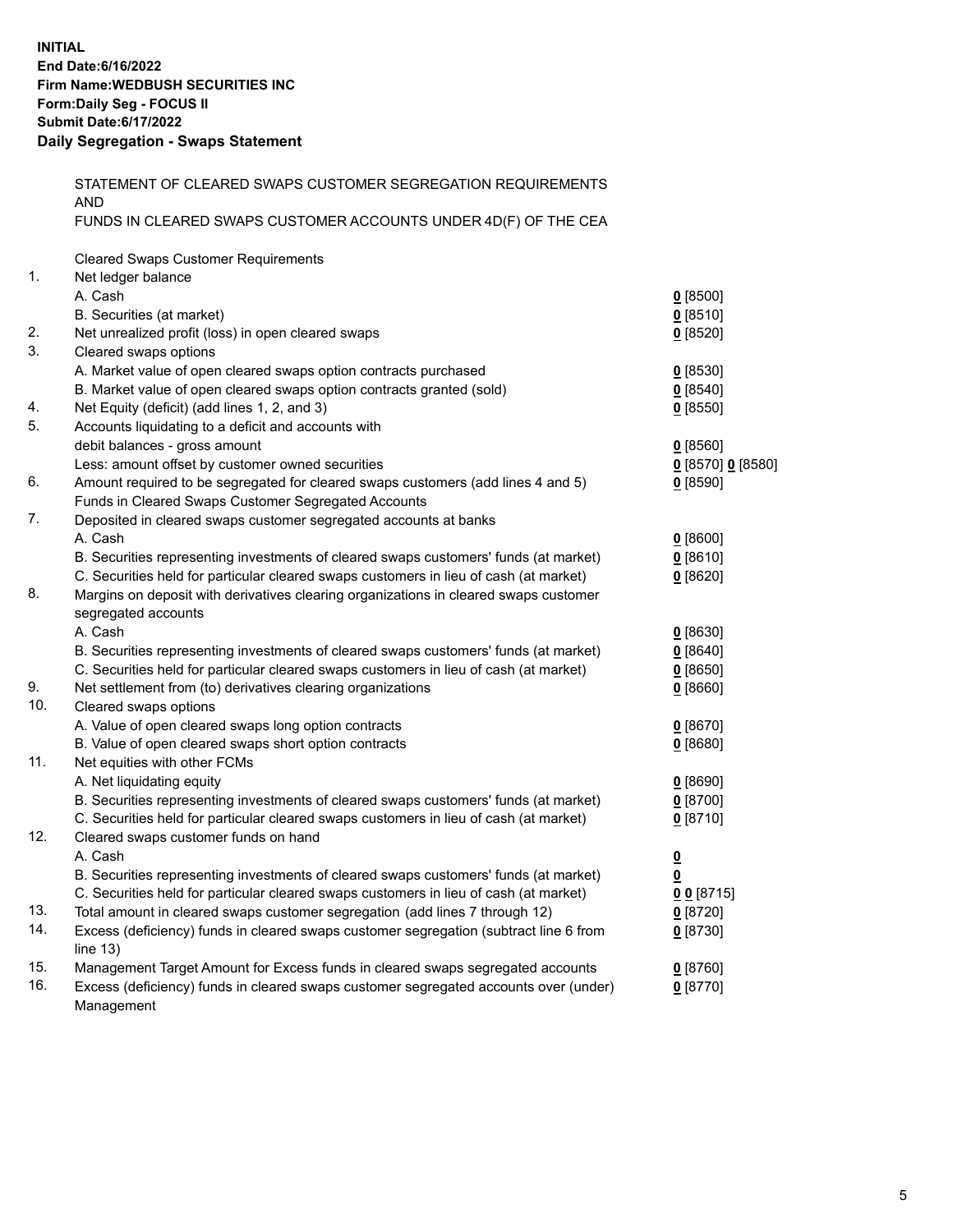**INITIAL**
**End Date:6/16/2022**
**Firm Name:WEDBUSH SECURITIES INC**
**Form:Daily Seg - FOCUS II**
**Submit Date:6/17/2022**
**Daily Segregation - Swaps Statement**

STATEMENT OF CLEARED SWAPS CUSTOMER SEGREGATION REQUIREMENTS AND FUNDS IN CLEARED SWAPS CUSTOMER ACCOUNTS UNDER 4D(F) OF THE CEA

| | | |
|---|---|---|
| | Cleared Swaps Customer Requirements | |
| 1. | Net ledger balance | |
| | A. Cash | 0 [8500] |
| | B. Securities (at market) | 0 [8510] |
| 2. | Net unrealized profit (loss) in open cleared swaps | 0 [8520] |
| 3. | Cleared swaps options | |
| | A. Market value of open cleared swaps option contracts purchased | 0 [8530] |
| | B. Market value of open cleared swaps option contracts granted (sold) | 0 [8540] |
| 4. | Net Equity (deficit) (add lines 1, 2, and 3) | 0 [8550] |
| 5. | Accounts liquidating to a deficit and accounts with | |
| | debit balances - gross amount | 0 [8560] |
| | Less: amount offset by customer owned securities | 0 [8570] 0 [8580] |
| 6. | Amount required to be segregated for cleared swaps customers (add lines 4 and 5) | 0 [8590] |
| | Funds in Cleared Swaps Customer Segregated Accounts | |
| 7. | Deposited in cleared swaps customer segregated accounts at banks | |
| | A. Cash | 0 [8600] |
| | B. Securities representing investments of cleared swaps customers' funds (at market) | 0 [8610] |
| | C. Securities held for particular cleared swaps customers in lieu of cash (at market) | 0 [8620] |
| 8. | Margins on deposit with derivatives clearing organizations in cleared swaps customer segregated accounts | |
| | A. Cash | 0 [8630] |
| | B. Securities representing investments of cleared swaps customers' funds (at market) | 0 [8640] |
| | C. Securities held for particular cleared swaps customers in lieu of cash (at market) | 0 [8650] |
| 9. | Net settlement from (to) derivatives clearing organizations | 0 [8660] |
| 10. | Cleared swaps options | |
| | A. Value of open cleared swaps long option contracts | 0 [8670] |
| | B. Value of open cleared swaps short option contracts | 0 [8680] |
| 11. | Net equities with other FCMs | |
| | A. Net liquidating equity | 0 [8690] |
| | B. Securities representing investments of cleared swaps customers' funds (at market) | 0 [8700] |
| | C. Securities held for particular cleared swaps customers in lieu of cash (at market) | 0 [8710] |
| 12. | Cleared swaps customer funds on hand | |
| | A. Cash | 0 |
| | B. Securities representing investments of cleared swaps customers' funds (at market) | 0 |
| | C. Securities held for particular cleared swaps customers in lieu of cash (at market) | 0 0 [8715] |
| 13. | Total amount in cleared swaps customer segregation (add lines 7 through 12) | 0 [8720] |
| 14. | Excess (deficiency) funds in cleared swaps customer segregation (subtract line 6 from line 13) | 0 [8730] |
| 15. | Management Target Amount for Excess funds in cleared swaps segregated accounts | 0 [8760] |
| 16. | Excess (deficiency) funds in cleared swaps customer segregated accounts over (under) Management | 0 [8770] |